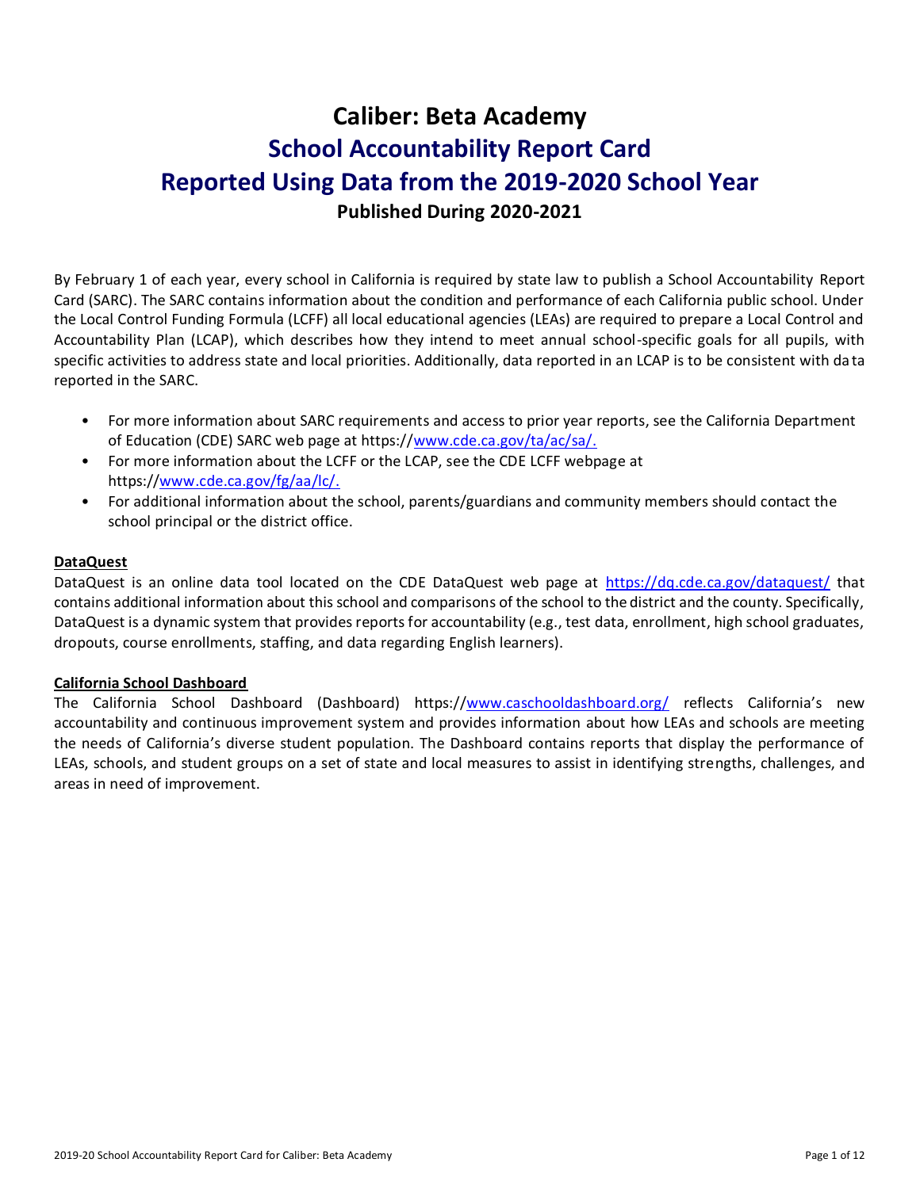# Caliber: Beta Academy

# School Accountability Report Card

# Reported Using Data from the 2019-2020 School Year

**Published During 2020-2021**

By February 1 of each year, every school in California is required by state law to publish a School Accountability Report Card (SARC). The SARC contains information about the condition and performance of each California public school. Under the Local Control Funding Formula (LCFF) all local educational agencies (LEAs) are required to prepare a Local Control and Accountability Plan (LCAP), which describes how they intend to meet annual school-specific goals for all pupils, with specific activities to address state and local priorities. Additionally, data reported in an LCAP is to be consistent with data reported in the SARC.

- For more information about SARC requirements and access to prior year reports, see the California Department of Education (CDE) SARC web page at https://www.cde.ca.gov/ta/ac/sa/.
- For more information about the LCFF or the LCAP, see the CDE LCFF webpage at https://www.cde.ca.gov/fg/aa/lc/.
- For additional information about the school, parents/guardians and community members should contact the school principal or the district office.

**DataQuest**

DataQuest is an online data tool located on the CDE DataQuest web page at https://dq.cde.ca.gov/dataquest/ that contains additional information about this school and comparisons of the school to the district and the county. Specifically, DataQuest is a dynamic system that provides reports for accountability (e.g., test data, enrollment, high school graduates, dropouts, course enrollments, staffing, and data regarding English learners).

**California School Dashboard**

The California School Dashboard (Dashboard) https://www.caschooldashboard.org/ reflects California's new accountability and continuous improvement system and provides information about how LEAs and schools are meeting the needs of California's diverse student population. The Dashboard contains reports that display the performance of LEAs, schools, and student groups on a set of state and local measures to assist in identifying strengths, challenges, and areas in need of improvement.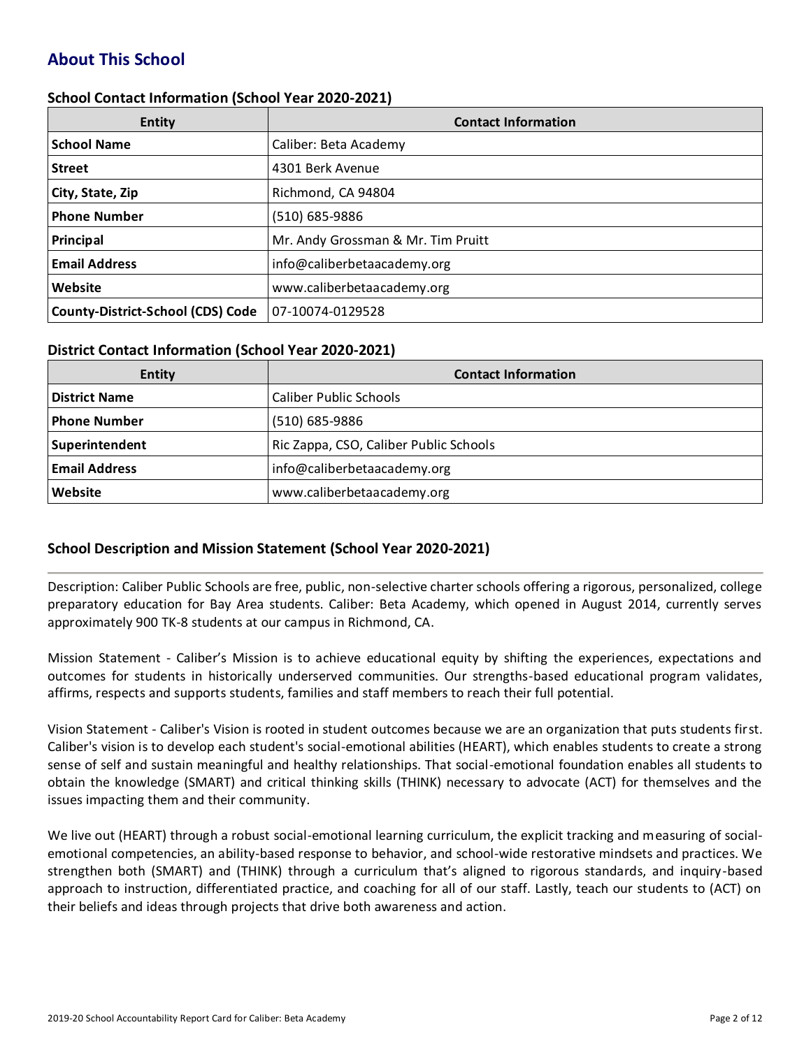## About This School

### School Contact Information (School Year 2020-2021)

| Entity | Contact Information |
|---|---|
| **School Name** | Caliber: Beta Academy |
| **Street** | 4301 Berk Avenue |
| **City, State, Zip** | Richmond, CA 94804 |
| **Phone Number** | (510) 685-9886 |
| **Principal** | Mr. Andy Grossman & Mr. Tim Pruitt |
| **Email Address** | info@caliberbetaacademy.org |
| **Website** | www.caliberbetaacademy.org |
| **County-District-School (CDS) Code** | 07-10074-0129528 |

### District Contact Information (School Year 2020-2021)

| Entity | Contact Information |
|---|---|
| **District Name** | Caliber Public Schools |
| **Phone Number** | (510) 685-9886 |
| **Superintendent** | Ric Zappa, CSO, Caliber Public Schools |
| **Email Address** | info@caliberbetaacademy.org |
| **Website** | www.caliberbetaacademy.org |

### School Description and Mission Statement (School Year 2020-2021)

Description: Caliber Public Schools are free, public, non-selective charter schools offering a rigorous, personalized, college preparatory education for Bay Area students. Caliber: Beta Academy, which opened in August 2014, currently serves approximately 900 TK-8 students at our campus in Richmond, CA.

Mission Statement - Caliber's Mission is to achieve educational equity by shifting the experiences, expectations and outcomes for students in historically underserved communities. Our strengths-based educational program validates, affirms, respects and supports students, families and staff members to reach their full potential.

Vision Statement - Caliber's Vision is rooted in student outcomes because we are an organization that puts students first. Caliber's vision is to develop each student's social-emotional abilities (HEART), which enables students to create a strong sense of self and sustain meaningful and healthy relationships. That social-emotional foundation enables all students to obtain the knowledge (SMART) and critical thinking skills (THINK) necessary to advocate (ACT) for themselves and the issues impacting them and their community.

We live out (HEART) through a robust social-emotional learning curriculum, the explicit tracking and measuring of social-emotional competencies, an ability-based response to behavior, and school-wide restorative mindsets and practices. We strengthen both (SMART) and (THINK) through a curriculum that's aligned to rigorous standards, and inquiry-based approach to instruction, differentiated practice, and coaching for all of our staff. Lastly, teach our students to (ACT) on their beliefs and ideas through projects that drive both awareness and action.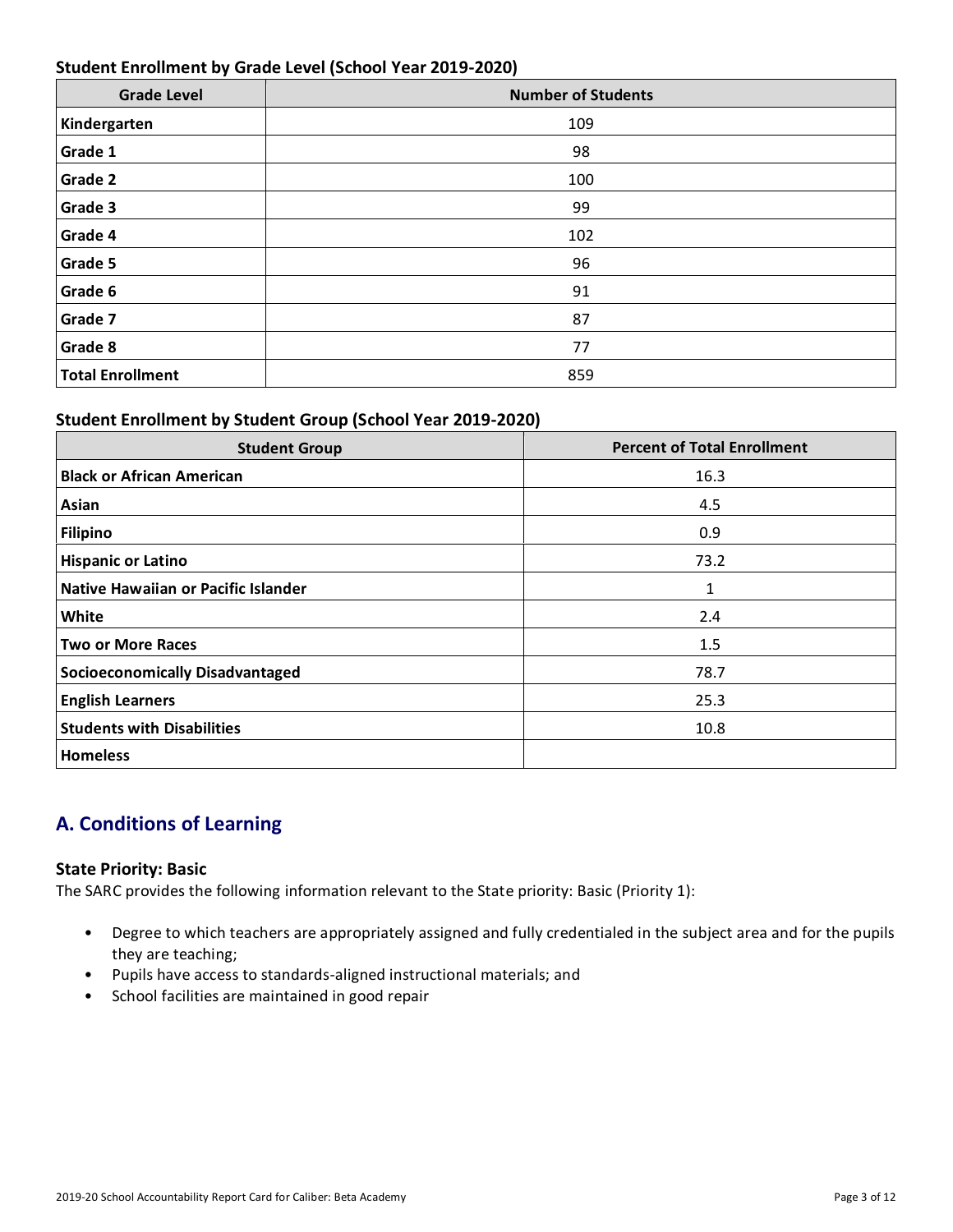### Student Enrollment by Grade Level (School Year 2019-2020)

| Grade Level | Number of Students |
|---|---|
| **Kindergarten** | 109 |
| **Grade 1** | 98 |
| **Grade 2** | 100 |
| **Grade 3** | 99 |
| **Grade 4** | 102 |
| **Grade 5** | 96 |
| **Grade 6** | 91 |
| **Grade 7** | 87 |
| **Grade 8** | 77 |
| **Total Enrollment** | 859 |

### Student Enrollment by Student Group (School Year 2019-2020)

| Student Group | Percent of Total Enrollment |
|---|---|
| **Black or African American** | 16.3 |
| **Asian** | 4.5 |
| **Filipino** | 0.9 |
| **Hispanic or Latino** | 73.2 |
| **Native Hawaiian or Pacific Islander** | 1 |
| **White** | 2.4 |
| **Two or More Races** | 1.5 |
| **Socioeconomically Disadvantaged** | 78.7 |
| **English Learners** | 25.3 |
| **Students with Disabilities** | 10.8 |
| **Homeless** | |

## A. Conditions of Learning

### State Priority: Basic

The SARC provides the following information relevant to the State priority: Basic (Priority 1):

- Degree to which teachers are appropriately assigned and fully credentialed in the subject area and for the pupils they are teaching;
- Pupils have access to standards-aligned instructional materials; and
- School facilities are maintained in good repair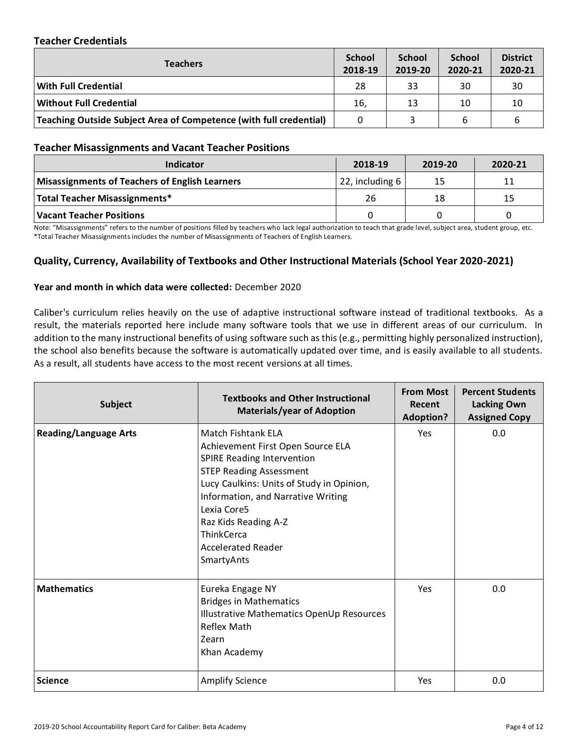### Teacher Credentials

| Teachers | School 2018-19 | School 2019-20 | School 2020-21 | District 2020-21 |
|---|---|---|---|---|
| **With Full Credential** | 28 | 33 | 30 | 30 |
| **Without Full Credential** | 16, | 13 | 10 | 10 |
| **Teaching Outside Subject Area of Competence (with full credential)** | 0 | 3 | 6 | 6 |

### Teacher Misassignments and Vacant Teacher Positions

| Indicator | 2018-19 | 2019-20 | 2020-21 |
|---|---|---|---|
| **Misassignments of Teachers of English Learners** | 22, including 6 | 15 | 11 |
| **Total Teacher Misassignments*** | 26 | 18 | 15 |
| **Vacant Teacher Positions** | 0 | 0 | 0 |

Note: "Misassignments" refers to the number of positions filled by teachers who lack legal authorization to teach that grade level, subject area, student group, etc.
*Total Teacher Misassignments includes the number of Misassignments of Teachers of English Learners.

### Quality, Currency, Availability of Textbooks and Other Instructional Materials (School Year 2020-2021)

**Year and month in which data were collected:** December 2020

Caliber's curriculum relies heavily on the use of adaptive instructional software instead of traditional textbooks. As a result, the materials reported here include many software tools that we use in different areas of our curriculum. In addition to the many instructional benefits of using software such as this (e.g., permitting highly personalized instruction), the school also benefits because the software is automatically updated over time, and is easily available to all students. As a result, all students have access to the most recent versions at all times.

| Subject | Textbooks and Other Instructional Materials/year of Adoption | From Most Recent Adoption? | Percent Students Lacking Own Assigned Copy |
|---|---|---|---|
| **Reading/Language Arts** | Match Fishtank ELA<br>Achievement First Open Source ELA<br>SPIRE Reading Intervention<br>STEP Reading Assessment<br>Lucy Caulkins: Units of Study in Opinion, Information, and Narrative Writing<br>Lexia Core5<br>Raz Kids Reading A-Z<br>ThinkCerca<br>Accelerated Reader<br>SmartyAnts | Yes | 0.0 |
| **Mathematics** | Eureka Engage NY<br>Bridges in Mathematics<br>Illustrative Mathematics OpenUp Resources<br>Reflex Math<br>Zearn<br>Khan Academy | Yes | 0.0 |
| **Science** | Amplify Science | Yes | 0.0 |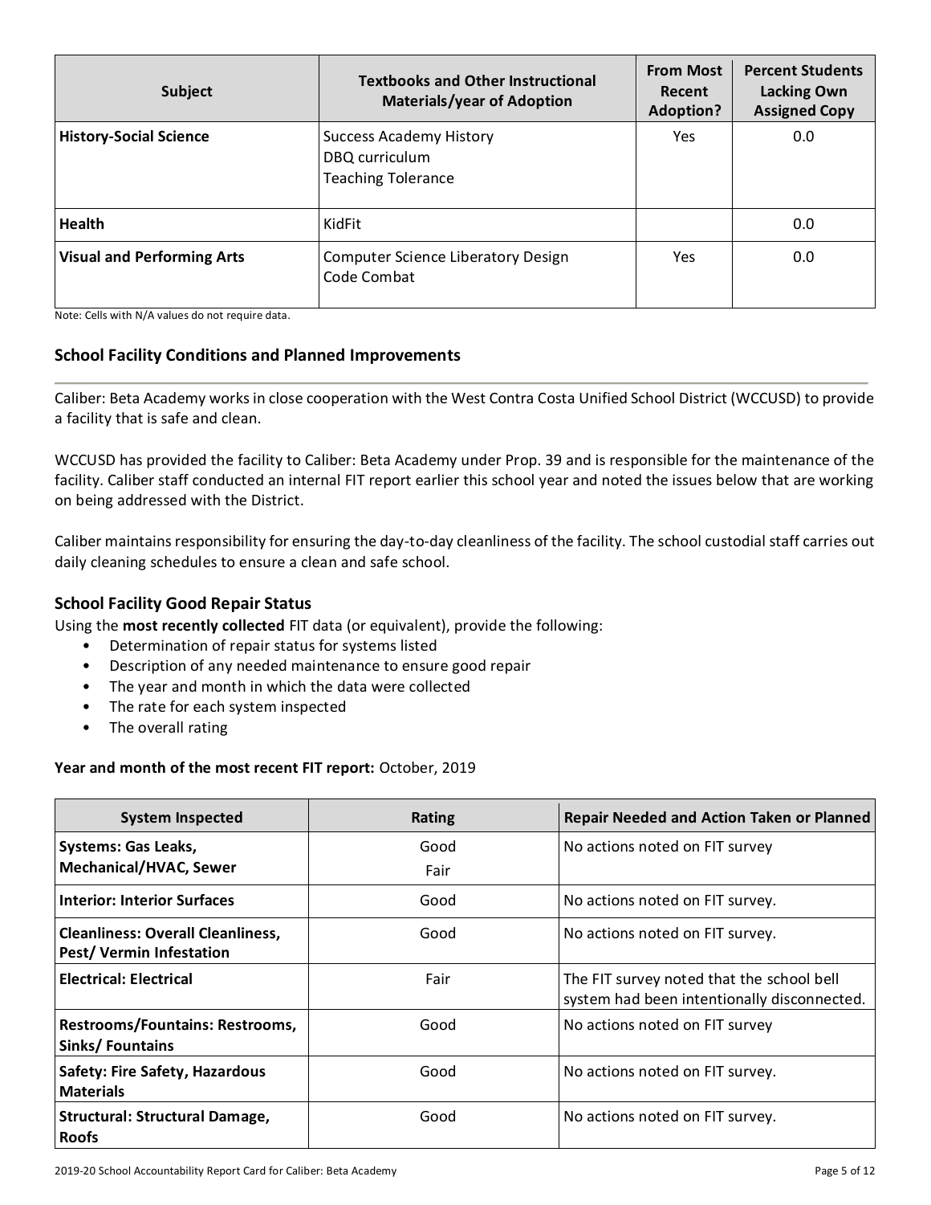| Subject | Textbooks and Other Instructional Materials/year of Adoption | From Most Recent Adoption? | Percent Students Lacking Own Assigned Copy |
|---|---|---|---|
| **History-Social Science** | Success Academy History<br>DBQ curriculum<br>Teaching Tolerance | Yes | 0.0 |
| **Health** | KidFit | | 0.0 |
| **Visual and Performing Arts** | Computer Science Liberatory Design<br>Code Combat | Yes | 0.0 |

Note: Cells with N/A values do not require data.

## School Facility Conditions and Planned Improvements

Caliber: Beta Academy works in close cooperation with the West Contra Costa Unified School District (WCCUSD) to provide a facility that is safe and clean.

WCCUSD has provided the facility to Caliber: Beta Academy under Prop. 39 and is responsible for the maintenance of the facility. Caliber staff conducted an internal FIT report earlier this school year and noted the issues below that are working on being addressed with the District.

Caliber maintains responsibility for ensuring the day-to-day cleanliness of the facility. The school custodial staff carries out daily cleaning schedules to ensure a clean and safe school.

### School Facility Good Repair Status

Using the **most recently collected** FIT data (or equivalent), provide the following:

- Determination of repair status for systems listed
- Description of any needed maintenance to ensure good repair
- The year and month in which the data were collected
- The rate for each system inspected
- The overall rating

**Year and month of the most recent FIT report:** October, 2019

| System Inspected | Rating | Repair Needed and Action Taken or Planned |
|---|---|---|
| **Systems: Gas Leaks, Mechanical/HVAC, Sewer** | Good<br>Fair | No actions noted on FIT survey |
| **Interior: Interior Surfaces** | Good | No actions noted on FIT survey. |
| **Cleanliness: Overall Cleanliness, Pest/ Vermin Infestation** | Good | No actions noted on FIT survey. |
| **Electrical: Electrical** | Fair | The FIT survey noted that the school bell system had been intentionally disconnected. |
| **Restrooms/Fountains: Restrooms, Sinks/ Fountains** | Good | No actions noted on FIT survey |
| **Safety: Fire Safety, Hazardous Materials** | Good | No actions noted on FIT survey. |
| **Structural: Structural Damage, Roofs** | Good | No actions noted on FIT survey. |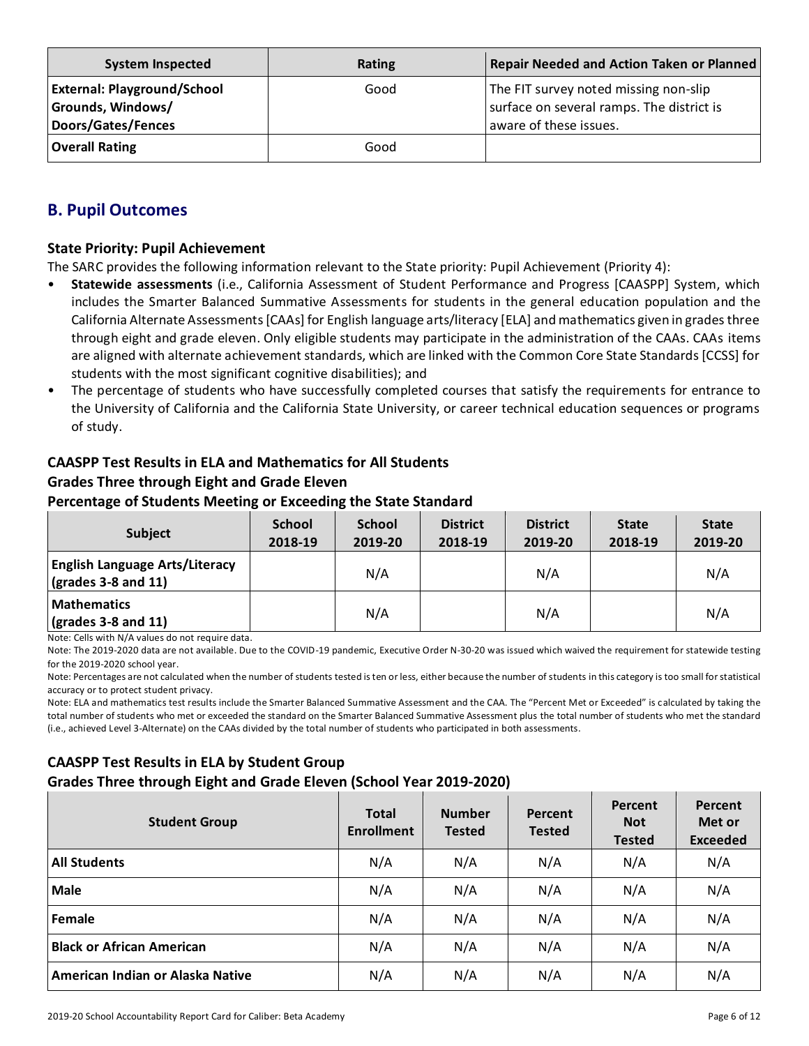| System Inspected | Rating | Repair Needed and Action Taken or Planned |
| --- | --- | --- |
| **External: Playground/School Grounds, Windows/ Doors/Gates/Fences** | Good | The FIT survey noted missing non-slip surface on several ramps. The district is aware of these issues. |
| **Overall Rating** | Good | |

## B. Pupil Outcomes

### State Priority: Pupil Achievement

The SARC provides the following information relevant to the State priority: Pupil Achievement (Priority 4):

- **Statewide assessments** (i.e., California Assessment of Student Performance and Progress [CAASPP] System, which includes the Smarter Balanced Summative Assessments for students in the general education population and the California Alternate Assessments [CAAs] for English language arts/literacy [ELA] and mathematics given in grades three through eight and grade eleven. Only eligible students may participate in the administration of the CAAs. CAAs items are aligned with alternate achievement standards, which are linked with the Common Core State Standards [CCSS] for students with the most significant cognitive disabilities); and
- The percentage of students who have successfully completed courses that satisfy the requirements for entrance to the University of California and the California State University, or career technical education sequences or programs of study.

### CAASPP Test Results in ELA and Mathematics for All Students
### Grades Three through Eight and Grade Eleven
### Percentage of Students Meeting or Exceeding the State Standard

| Subject | School 2018-19 | School 2019-20 | District 2018-19 | District 2019-20 | State 2018-19 | State 2019-20 |
| --- | --- | --- | --- | --- | --- | --- |
| **English Language Arts/Literacy (grades 3-8 and 11)** | | N/A | | N/A | | N/A |
| **Mathematics (grades 3-8 and 11)** | | N/A | | N/A | | N/A |

Note: Cells with N/A values do not require data.

Note: The 2019-2020 data are not available. Due to the COVID-19 pandemic, Executive Order N-30-20 was issued which waived the requirement for statewide testing for the 2019-2020 school year.

Note: Percentages are not calculated when the number of students tested is ten or less, either because the number of students in this category is too small for statistical accuracy or to protect student privacy.

Note: ELA and mathematics test results include the Smarter Balanced Summative Assessment and the CAA. The "Percent Met or Exceeded" is calculated by taking the total number of students who met or exceeded the standard on the Smarter Balanced Summative Assessment plus the total number of students who met the standard (i.e., achieved Level 3-Alternate) on the CAAs divided by the total number of students who participated in both assessments.

### CAASPP Test Results in ELA by Student Group
### Grades Three through Eight and Grade Eleven (School Year 2019-2020)

| Student Group | Total Enrollment | Number Tested | Percent Tested | Percent Not Tested | Percent Met or Exceeded |
| --- | --- | --- | --- | --- | --- |
| **All Students** | N/A | N/A | N/A | N/A | N/A |
| **Male** | N/A | N/A | N/A | N/A | N/A |
| **Female** | N/A | N/A | N/A | N/A | N/A |
| **Black or African American** | N/A | N/A | N/A | N/A | N/A |
| **American Indian or Alaska Native** | N/A | N/A | N/A | N/A | N/A |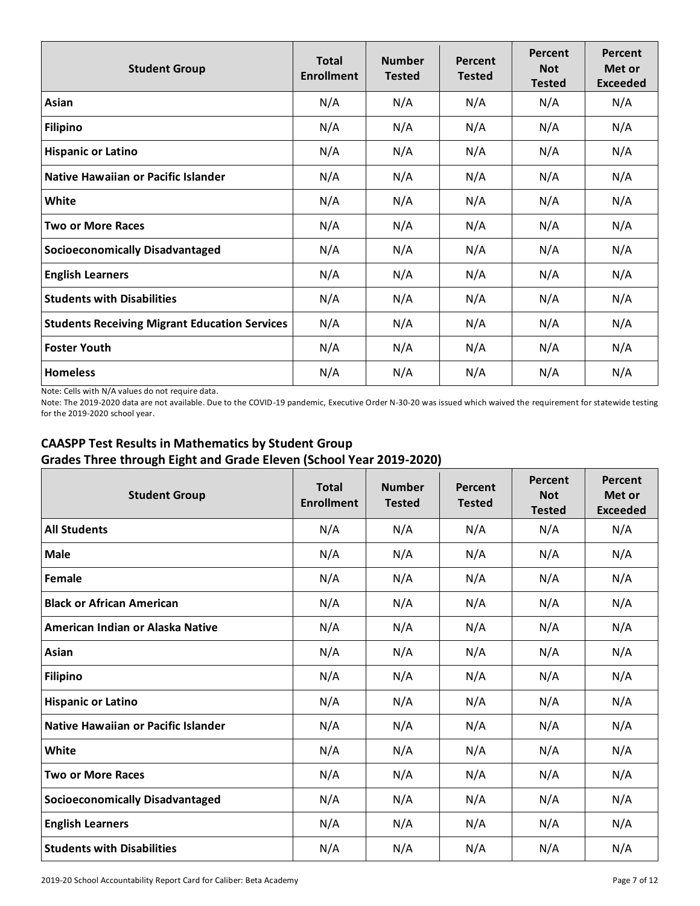| Student Group | Total Enrollment | Number Tested | Percent Tested | Percent Not Tested | Percent Met or Exceeded |
|---|---|---|---|---|---|
| **Asian** | N/A | N/A | N/A | N/A | N/A |
| **Filipino** | N/A | N/A | N/A | N/A | N/A |
| **Hispanic or Latino** | N/A | N/A | N/A | N/A | N/A |
| **Native Hawaiian or Pacific Islander** | N/A | N/A | N/A | N/A | N/A |
| **White** | N/A | N/A | N/A | N/A | N/A |
| **Two or More Races** | N/A | N/A | N/A | N/A | N/A |
| **Socioeconomically Disadvantaged** | N/A | N/A | N/A | N/A | N/A |
| **English Learners** | N/A | N/A | N/A | N/A | N/A |
| **Students with Disabilities** | N/A | N/A | N/A | N/A | N/A |
| **Students Receiving Migrant Education Services** | N/A | N/A | N/A | N/A | N/A |
| **Foster Youth** | N/A | N/A | N/A | N/A | N/A |
| **Homeless** | N/A | N/A | N/A | N/A | N/A |

Note: Cells with N/A values do not require data.

Note: The 2019-2020 data are not available. Due to the COVID-19 pandemic, Executive Order N-30-20 was issued which waived the requirement for statewide testing for the 2019-2020 school year.

### CAASPP Test Results in Mathematics by Student Group
### Grades Three through Eight and Grade Eleven (School Year 2019-2020)

| Student Group | Total Enrollment | Number Tested | Percent Tested | Percent Not Tested | Percent Met or Exceeded |
|---|---|---|---|---|---|
| **All Students** | N/A | N/A | N/A | N/A | N/A |
| **Male** | N/A | N/A | N/A | N/A | N/A |
| **Female** | N/A | N/A | N/A | N/A | N/A |
| **Black or African American** | N/A | N/A | N/A | N/A | N/A |
| **American Indian or Alaska Native** | N/A | N/A | N/A | N/A | N/A |
| **Asian** | N/A | N/A | N/A | N/A | N/A |
| **Filipino** | N/A | N/A | N/A | N/A | N/A |
| **Hispanic or Latino** | N/A | N/A | N/A | N/A | N/A |
| **Native Hawaiian or Pacific Islander** | N/A | N/A | N/A | N/A | N/A |
| **White** | N/A | N/A | N/A | N/A | N/A |
| **Two or More Races** | N/A | N/A | N/A | N/A | N/A |
| **Socioeconomically Disadvantaged** | N/A | N/A | N/A | N/A | N/A |
| **English Learners** | N/A | N/A | N/A | N/A | N/A |
| **Students with Disabilities** | N/A | N/A | N/A | N/A | N/A |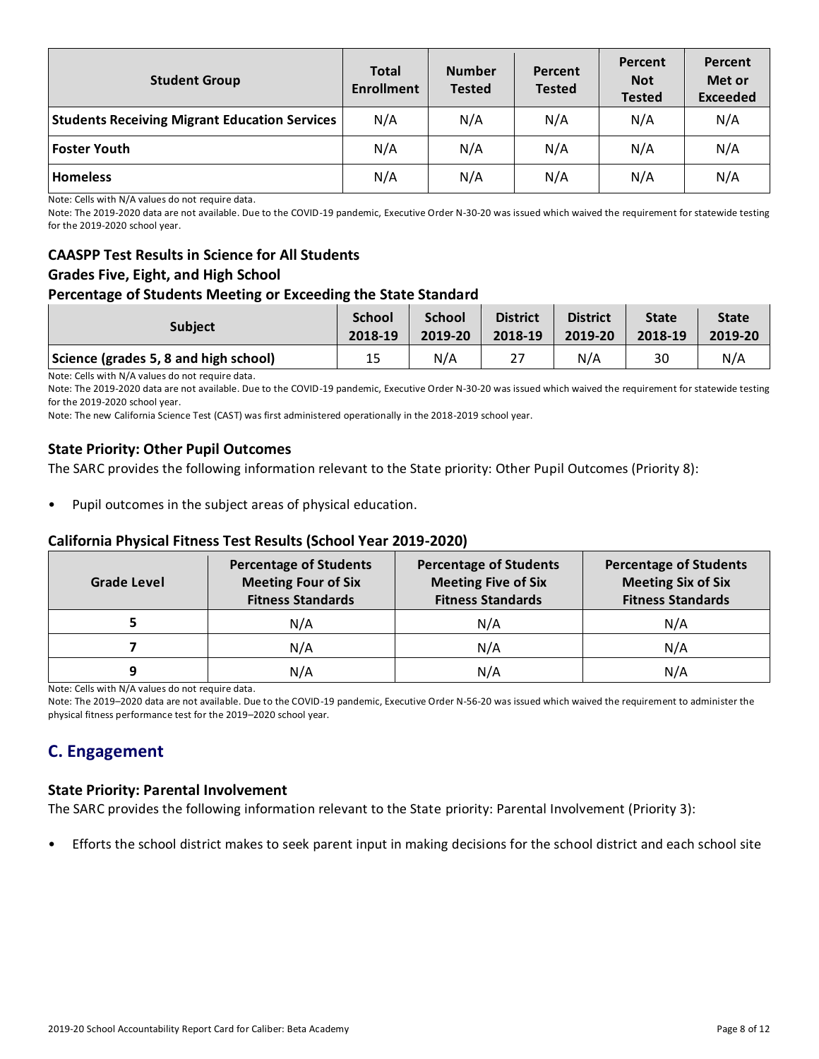| Student Group | Total Enrollment | Number Tested | Percent Tested | Percent Not Tested | Percent Met or Exceeded |
|---|---|---|---|---|---|
| Students Receiving Migrant Education Services | N/A | N/A | N/A | N/A | N/A |
| Foster Youth | N/A | N/A | N/A | N/A | N/A |
| Homeless | N/A | N/A | N/A | N/A | N/A |

Note: Cells with N/A values do not require data.

Note: The 2019-2020 data are not available. Due to the COVID-19 pandemic, Executive Order N-30-20 was issued which waived the requirement for statewide testing for the 2019-2020 school year.

### CAASPP Test Results in Science for All Students
### Grades Five, Eight, and High School
### Percentage of Students Meeting or Exceeding the State Standard

| Subject | School 2018-19 | School 2019-20 | District 2018-19 | District 2019-20 | State 2018-19 | State 2019-20 |
|---|---|---|---|---|---|---|
| Science (grades 5, 8 and high school) | 15 | N/A | 27 | N/A | 30 | N/A |

Note: Cells with N/A values do not require data.

Note: The 2019-2020 data are not available. Due to the COVID-19 pandemic, Executive Order N-30-20 was issued which waived the requirement for statewide testing for the 2019-2020 school year.

Note: The new California Science Test (CAST) was first administered operationally in the 2018-2019 school year.

### State Priority: Other Pupil Outcomes

The SARC provides the following information relevant to the State priority: Other Pupil Outcomes (Priority 8):

- Pupil outcomes in the subject areas of physical education.

### California Physical Fitness Test Results (School Year 2019-2020)

| Grade Level | Percentage of Students Meeting Four of Six Fitness Standards | Percentage of Students Meeting Five of Six Fitness Standards | Percentage of Students Meeting Six of Six Fitness Standards |
|---|---|---|---|
| 5 | N/A | N/A | N/A |
| 7 | N/A | N/A | N/A |
| 9 | N/A | N/A | N/A |

Note: Cells with N/A values do not require data.

Note: The 2019–2020 data are not available. Due to the COVID-19 pandemic, Executive Order N-56-20 was issued which waived the requirement to administer the physical fitness performance test for the 2019–2020 school year.

## C. Engagement

### State Priority: Parental Involvement

The SARC provides the following information relevant to the State priority: Parental Involvement (Priority 3):

- Efforts the school district makes to seek parent input in making decisions for the school district and each school site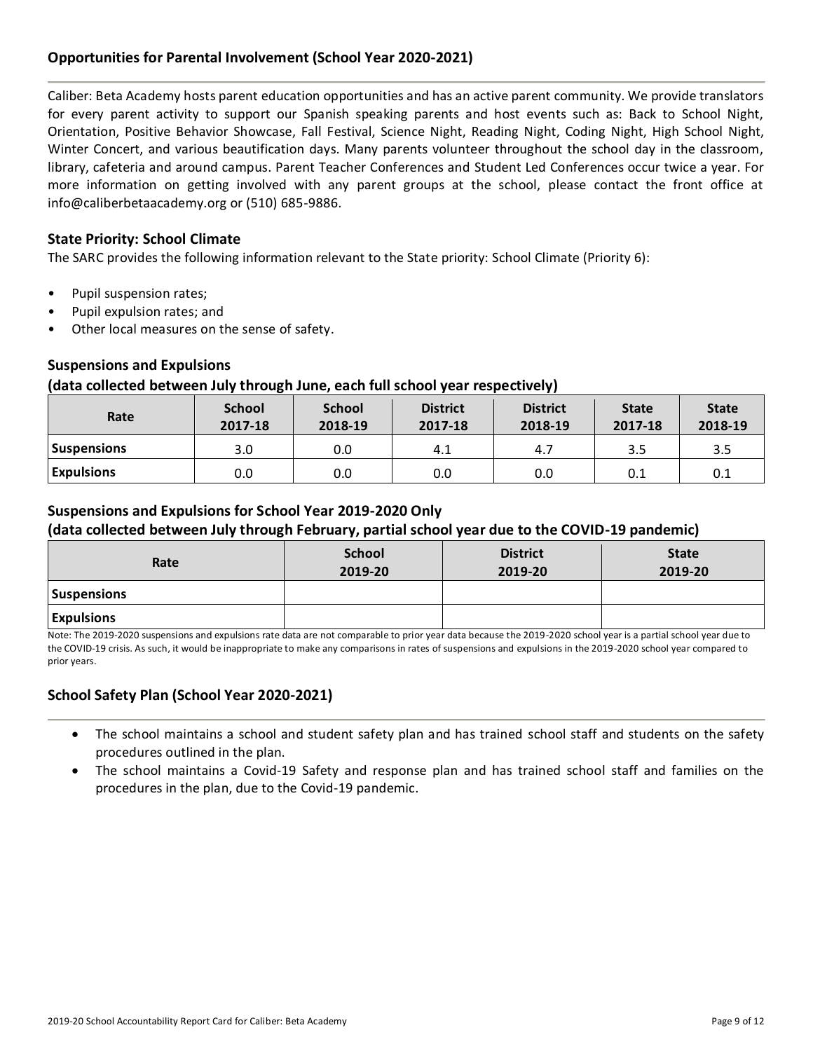## Opportunities for Parental Involvement (School Year 2020-2021)

Caliber: Beta Academy hosts parent education opportunities and has an active parent community. We provide translators for every parent activity to support our Spanish speaking parents and host events such as: Back to School Night, Orientation, Positive Behavior Showcase, Fall Festival, Science Night, Reading Night, Coding Night, High School Night, Winter Concert, and various beautification days. Many parents volunteer throughout the school day in the classroom, library, cafeteria and around campus. Parent Teacher Conferences and Student Led Conferences occur twice a year. For more information on getting involved with any parent groups at the school, please contact the front office at info@caliberbetaacademy.org or (510) 685-9886.

### State Priority: School Climate

The SARC provides the following information relevant to the State priority: School Climate (Priority 6):

- Pupil suspension rates;
- Pupil expulsion rates; and
- Other local measures on the sense of safety.

### Suspensions and Expulsions
### (data collected between July through June, each full school year respectively)

| Rate | School 2017-18 | School 2018-19 | District 2017-18 | District 2018-19 | State 2017-18 | State 2018-19 |
|---|---|---|---|---|---|---|
| Suspensions | 3.0 | 0.0 | 4.1 | 4.7 | 3.5 | 3.5 |
| Expulsions | 0.0 | 0.0 | 0.0 | 0.0 | 0.1 | 0.1 |

### Suspensions and Expulsions for School Year 2019-2020 Only
### (data collected between July through February, partial school year due to the COVID-19 pandemic)

| Rate | School 2019-20 | District 2019-20 | State 2019-20 |
|---|---|---|---|
| Suspensions | | | |
| Expulsions | | | |

Note: The 2019-2020 suspensions and expulsions rate data are not comparable to prior year data because the 2019-2020 school year is a partial school year due to the COVID-19 crisis. As such, it would be inappropriate to make any comparisons in rates of suspensions and expulsions in the 2019-2020 school year compared to prior years.

## School Safety Plan (School Year 2020-2021)

- The school maintains a school and student safety plan and has trained school staff and students on the safety procedures outlined in the plan.
- The school maintains a Covid-19 Safety and response plan and has trained school staff and families on the procedures in the plan, due to the Covid-19 pandemic.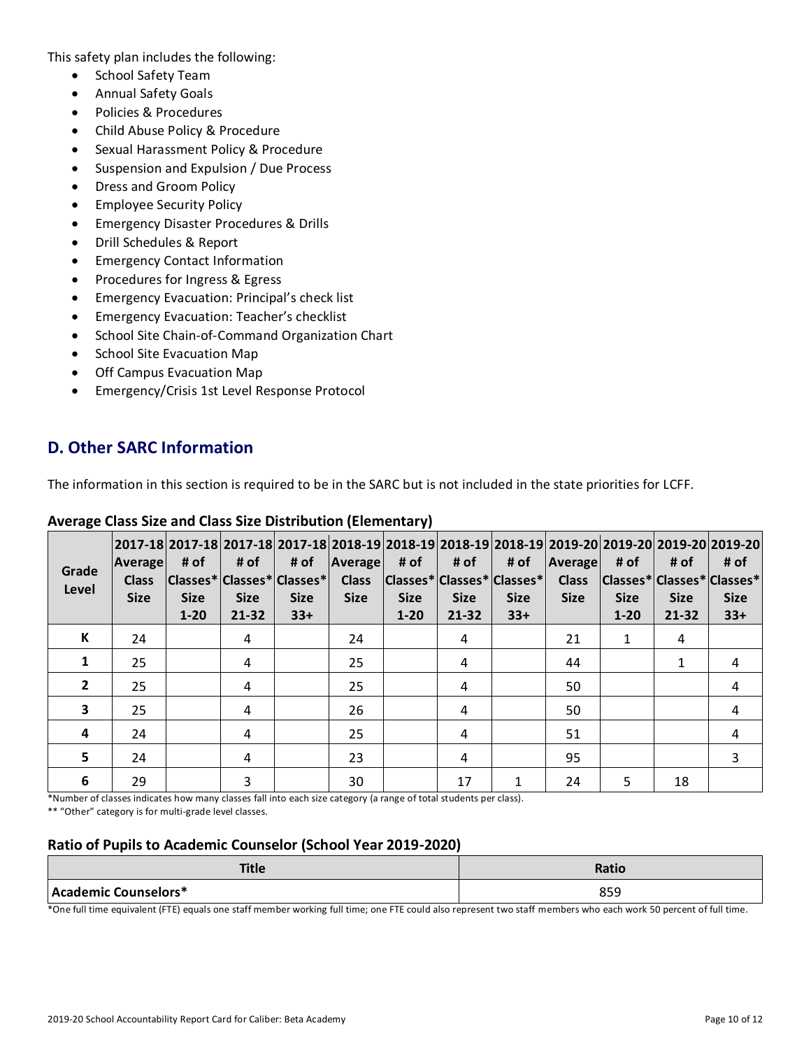This safety plan includes the following:

- School Safety Team
- Annual Safety Goals
- Policies & Procedures
- Child Abuse Policy & Procedure
- Sexual Harassment Policy & Procedure
- Suspension and Expulsion / Due Process
- Dress and Groom Policy
- Employee Security Policy
- Emergency Disaster Procedures & Drills
- Drill Schedules & Report
- Emergency Contact Information
- Procedures for Ingress & Egress
- Emergency Evacuation: Principal's check list
- Emergency Evacuation: Teacher's checklist
- School Site Chain-of-Command Organization Chart
- School Site Evacuation Map
- Off Campus Evacuation Map
- Emergency/Crisis 1st Level Response Protocol

## D. Other SARC Information

The information in this section is required to be in the SARC but is not included in the state priorities for LCFF.

### Average Class Size and Class Size Distribution (Elementary)

| Grade Level | 2017-18 Average Class Size | 2017-18 # of Classes* Size 1-20 | 2017-18 # of Classes* Size 21-32 | 2017-18 # of Classes* Size 33+ | 2018-19 Average Class Size | 2018-19 # of Classes* Size 1-20 | 2018-19 # of Classes* Size 21-32 | 2018-19 # of Classes* Size 33+ | 2019-20 Average Class Size | 2019-20 # of Classes* Size 1-20 | 2019-20 # of Classes* Size 21-32 | 2019-20 # of Classes* Size 33+ |
|---|---|---|---|---|---|---|---|---|---|---|---|---|
| K | 24 | | 4 | | 24 | | 4 | | 21 | 1 | 4 | |
| 1 | 25 | | 4 | | 25 | | 4 | | 44 | | 1 | 4 |
| 2 | 25 | | 4 | | 25 | | 4 | | 50 | | | 4 |
| 3 | 25 | | 4 | | 26 | | 4 | | 50 | | | 4 |
| 4 | 24 | | 4 | | 25 | | 4 | | 51 | | | 4 |
| 5 | 24 | | 4 | | 23 | | 4 | | 95 | | | 3 |
| 6 | 29 | | 3 | | 30 | | 17 | 1 | 24 | 5 | 18 | |

*Number of classes indicates how many classes fall into each size category (a range of total students per class).

** "Other" category is for multi-grade level classes.

### Ratio of Pupils to Academic Counselor (School Year 2019-2020)

| Title | Ratio |
|---|---|
| Academic Counselors* | 859 |

*One full time equivalent (FTE) equals one staff member working full time; one FTE could also represent two staff members who each work 50 percent of full time.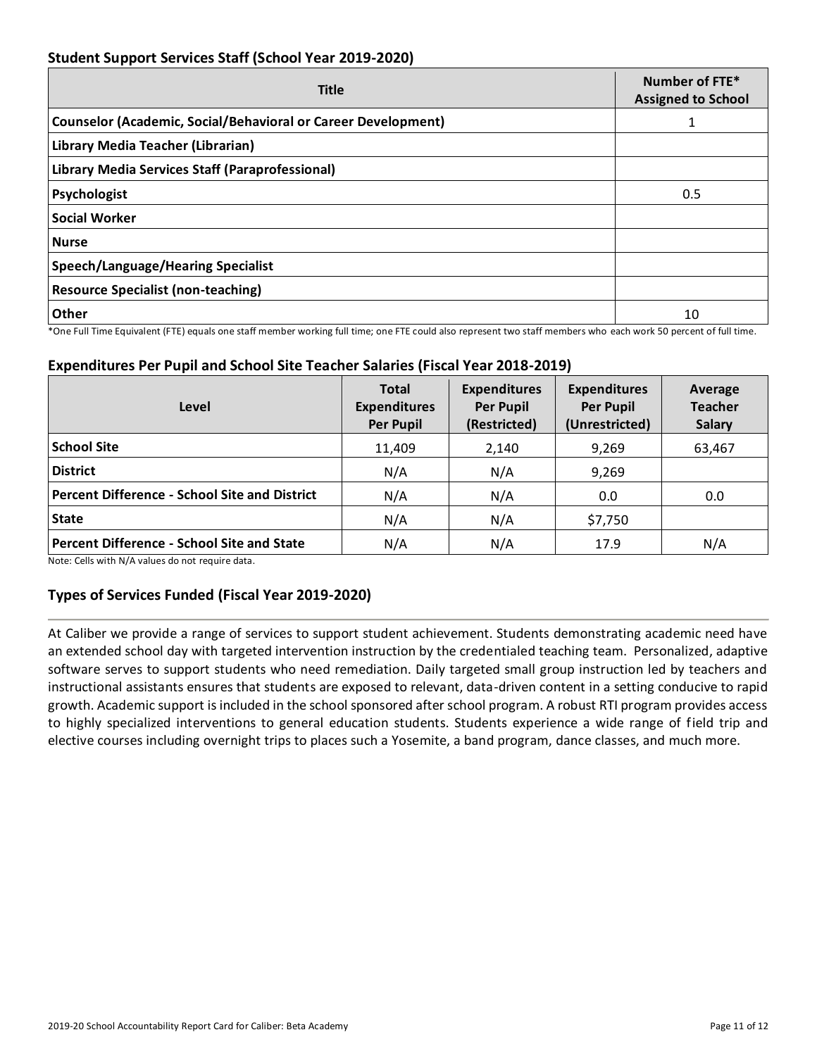### Student Support Services Staff (School Year 2019-2020)

| Title | Number of FTE* Assigned to School |
|---|---|
| **Counselor (Academic, Social/Behavioral or Career Development)** | 1 |
| **Library Media Teacher (Librarian)** | |
| **Library Media Services Staff (Paraprofessional)** | |
| **Psychologist** | 0.5 |
| **Social Worker** | |
| **Nurse** | |
| **Speech/Language/Hearing Specialist** | |
| **Resource Specialist (non-teaching)** | |
| **Other** | 10 |

*One Full Time Equivalent (FTE) equals one staff member working full time; one FTE could also represent two staff members who each work 50 percent of full time.

### Expenditures Per Pupil and School Site Teacher Salaries (Fiscal Year 2018-2019)

| Level | Total Expenditures Per Pupil | Expenditures Per Pupil (Restricted) | Expenditures Per Pupil (Unrestricted) | Average Teacher Salary |
|---|---|---|---|---|
| **School Site** | 11,409 | 2,140 | 9,269 | 63,467 |
| **District** | N/A | N/A | 9,269 | |
| **Percent Difference - School Site and District** | N/A | N/A | 0.0 | 0.0 |
| **State** | N/A | N/A | $7,750 | |
| **Percent Difference - School Site and State** | N/A | N/A | 17.9 | N/A |

Note: Cells with N/A values do not require data.

### Types of Services Funded (Fiscal Year 2019-2020)

At Caliber we provide a range of services to support student achievement. Students demonstrating academic need have an extended school day with targeted intervention instruction by the credentialed teaching team. Personalized, adaptive software serves to support students who need remediation. Daily targeted small group instruction led by teachers and instructional assistants ensures that students are exposed to relevant, data-driven content in a setting conducive to rapid growth. Academic support is included in the school sponsored after school program. A robust RTI program provides access to highly specialized interventions to general education students. Students experience a wide range of field trip and elective courses including overnight trips to places such a Yosemite, a band program, dance classes, and much more.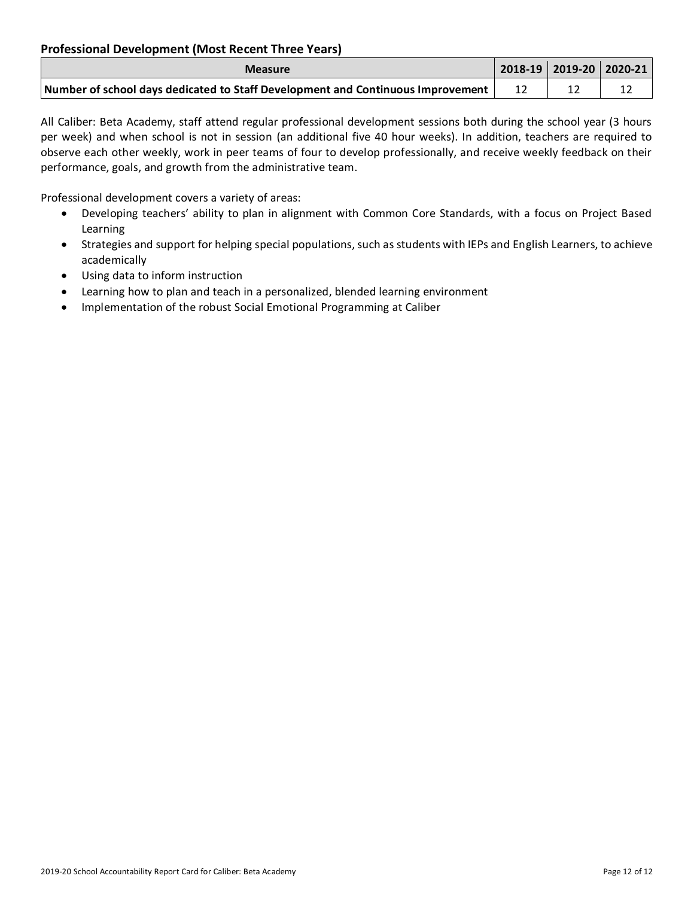### Professional Development (Most Recent Three Years)

| Measure | 2018-19 | 2019-20 | 2020-21 |
|---|---|---|---|
| **Number of school days dedicated to Staff Development and Continuous Improvement** | 12 | 12 | 12 |

All Caliber: Beta Academy, staff attend regular professional development sessions both during the school year (3 hours per week) and when school is not in session (an additional five 40 hour weeks). In addition, teachers are required to observe each other weekly, work in peer teams of four to develop professionally, and receive weekly feedback on their performance, goals, and growth from the administrative team.

Professional development covers a variety of areas:

- Developing teachers' ability to plan in alignment with Common Core Standards, with a focus on Project Based Learning
- Strategies and support for helping special populations, such as students with IEPs and English Learners, to achieve academically
- Using data to inform instruction
- Learning how to plan and teach in a personalized, blended learning environment
- Implementation of the robust Social Emotional Programming at Caliber